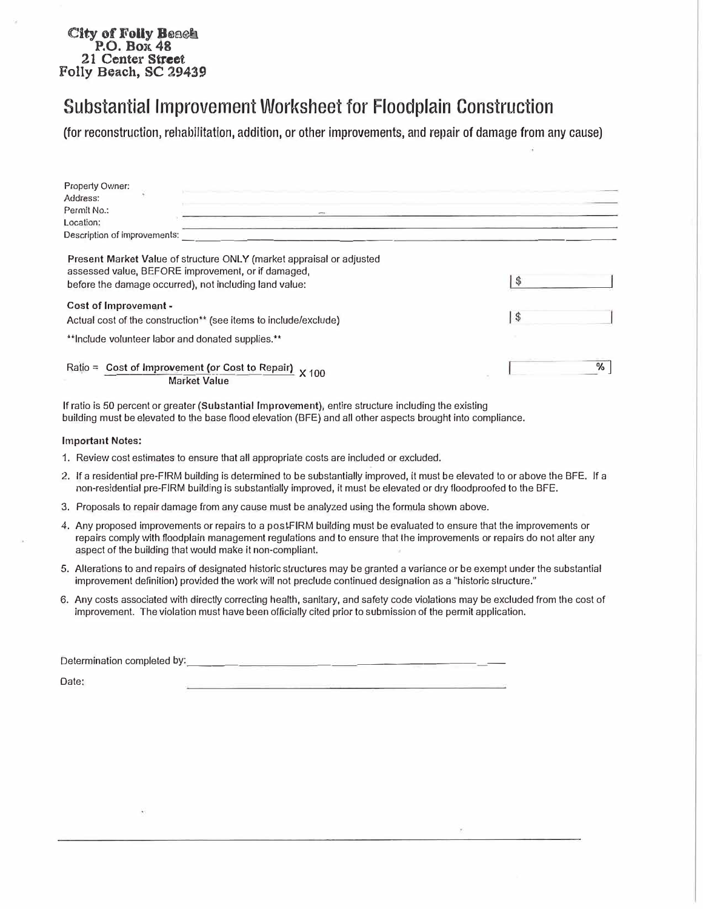City of Folly Beach
P.O. Box 48
21 Center Street
Folly Beach, SC 29439

# Substantial Improvement Worksheet for Floodplain Construction

(for reconstruction, rehabilitation, addition, or other improvements, and repair of damage from any cause)

Property Owner: ______________________________

Address: ______________________________

Permit No.: ______________________________

Location: ______________________________

Description of improvements: ______________________________

**Present Market Value** of structure ONLY (market appraisal or adjusted assessed value, BEFORE improvement, or if damaged, before the damage occurred), not including land value: $ __________

**Cost of Improvement -**
Actual cost of the construction** (see items to include/exclude) $ __________

**Include volunteer labor and donated supplies.**

$$\text{Ratio} = \frac{\text{Cost of Improvement (or Cost to Repair)}}{\text{Market Value}} \times 100$$

__________ %

If ratio is 50 percent or greater (**Substantial Improvement**), entire structure including the existing building must be elevated to the base flood elevation (BFE) and all other aspects brought into compliance.

**Important Notes:**

1. Review cost estimates to ensure that all appropriate costs are included or excluded.
2. If a residential pre-FIRM building is determined to be substantially improved, it must be elevated to or above the BFE. If a non-residential pre-FIRM building is substantially improved, it must be elevated or dry floodproofed to the BFE.
3. Proposals to repair damage from any cause must be analyzed using the formula shown above.
4. Any proposed improvements or repairs to a postFIRM building must be evaluated to ensure that the improvements or repairs comply with floodplain management regulations and to ensure that the improvements or repairs do not alter any aspect of the building that would make it non-compliant.
5. Alterations to and repairs of designated historic structures may be granted a variance or be exempt under the substantial improvement definition) provided the work will not preclude continued designation as a "historic structure."
6. Any costs associated with directly correcting health, sanitary, and safety code violations may be excluded from the cost of improvement. The violation must have been officially cited prior to submission of the permit application.

Determination completed by: ______________________________

Date: ______________________________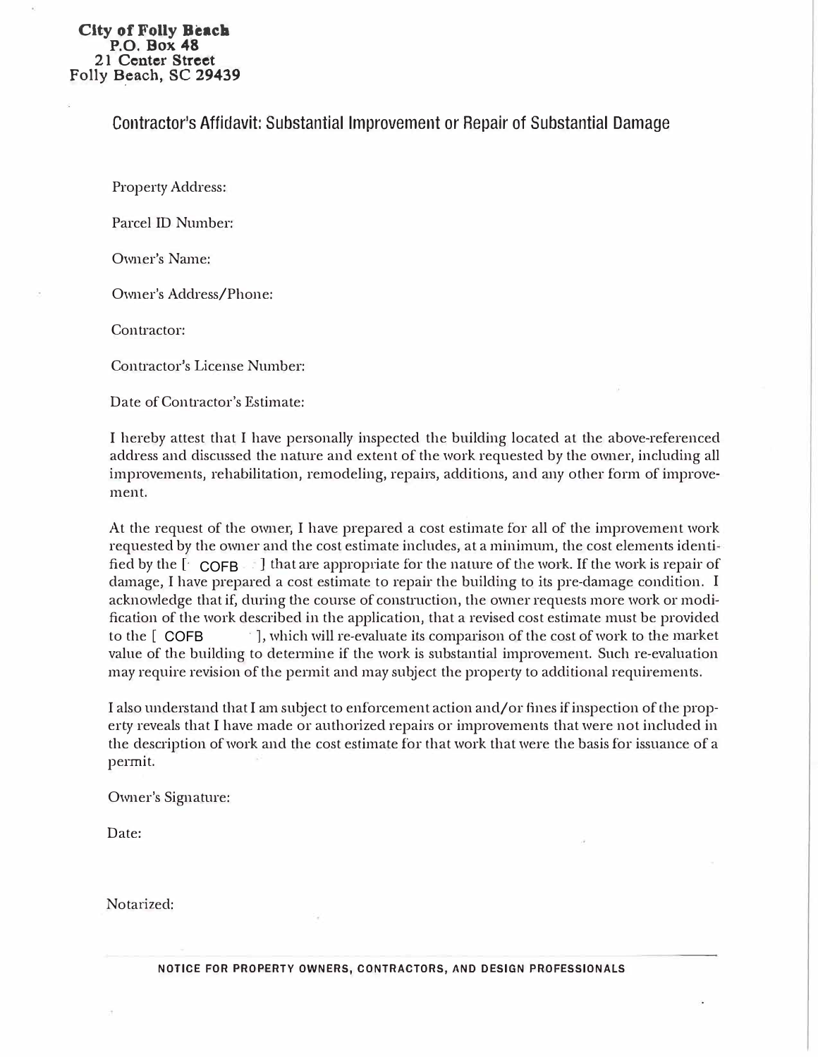**City of Folly Beach**
**P.O. Box 48**
**21 Center Street**
**Folly Beach, SC 29439**

## Contractor's Affidavit: Substantial Improvement or Repair of Substantial Damage

Property Address:

Parcel ID Number:

Owner's Name:

Owner's Address/Phone:

Contractor:

Contractor's License Number:

Date of Contractor's Estimate:

I hereby attest that I have personally inspected the building located at the above-referenced address and discussed the nature and extent of the work requested by the owner, including all improvements, rehabilitation, remodeling, repairs, additions, and any other form of improvement.

At the request of the owner, I have prepared a cost estimate for all of the improvement work requested by the owner and the cost estimate includes, at a minimum, the cost elements identified by the [ COFB ] that are appropriate for the nature of the work. If the work is repair of damage, I have prepared a cost estimate to repair the building to its pre-damage condition. I acknowledge that if, during the course of construction, the owner requests more work or modification of the work described in the application, that a revised cost estimate must be provided to the [ COFB ], which will re-evaluate its comparison of the cost of work to the market value of the building to determine if the work is substantial improvement. Such re-evaluation may require revision of the permit and may subject the property to additional requirements.

I also understand that I am subject to enforcement action and/or fines if inspection of the property reveals that I have made or authorized repairs or improvements that were not included in the description of work and the cost estimate for that work that were the basis for issuance of a permit.

Owner's Signature:

Date:

Notarized:

**NOTICE FOR PROPERTY OWNERS, CONTRACTORS, AND DESIGN PROFESSIONALS**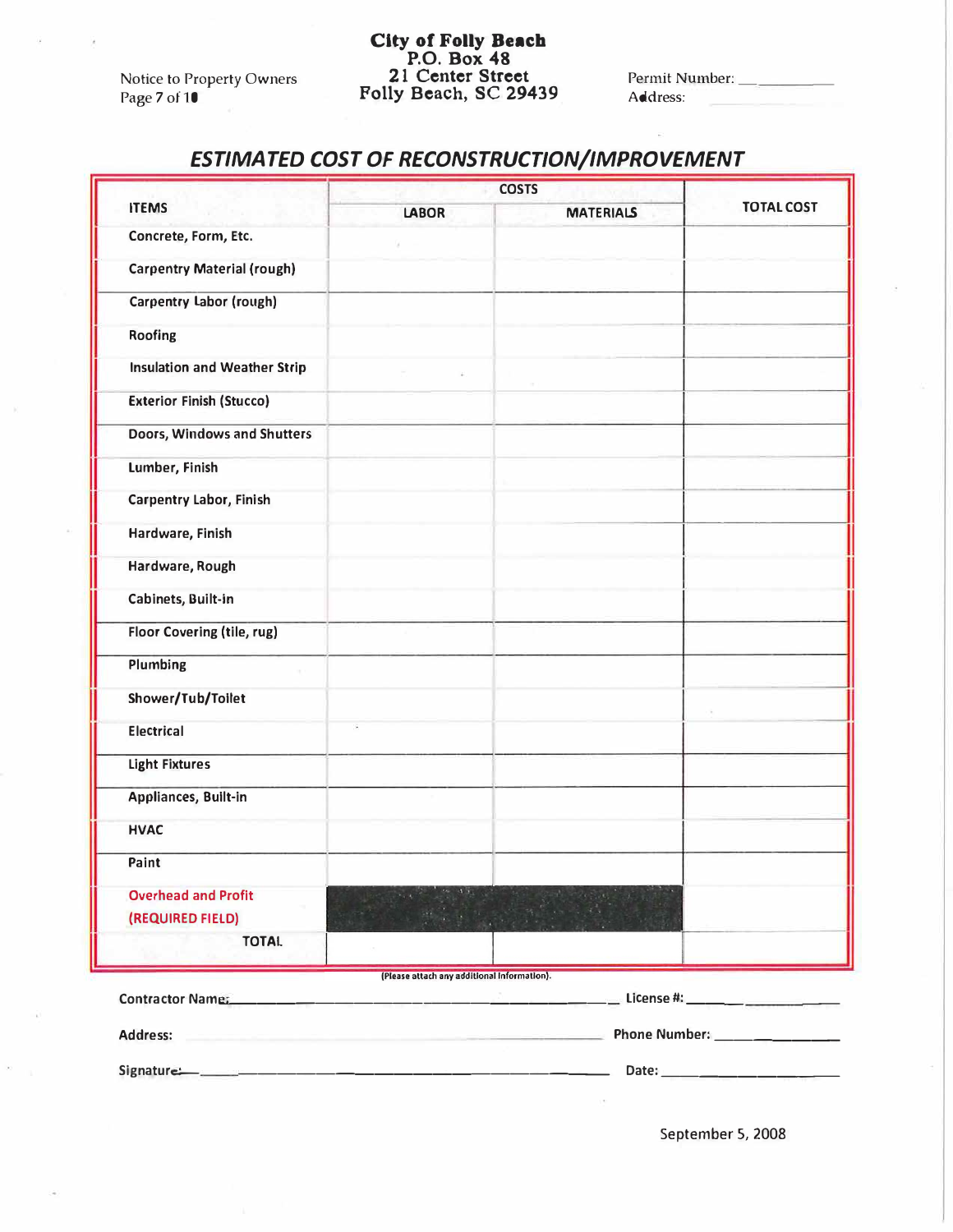**City of Folly Beach**
**P.O. Box 48**
**21 Center Street**
**Folly Beach, SC 29439**

Notice to Property Owners

Permit Number: ___________
Address: ___________

## *ESTIMATED COST OF RECONSTRUCTION/IMPROVEMENT*

| ITEMS | COSTS | | TOTAL COST |
|---|---|---|---|
| | LABOR | MATERIALS | |
| Concrete, Form, Etc. | | | |
| Carpentry Material (rough) | | | |
| Carpentry Labor (rough) | | | |
| Roofing | | | |
| Insulation and Weather Strip | | | |
| Exterior Finish (Stucco) | | | |
| Doors, Windows and Shutters | | | |
| Lumber, Finish | | | |
| Carpentry Labor, Finish | | | |
| Hardware, Finish | | | |
| Hardware, Rough | | | |
| Cabinets, Built-in | | | |
| Floor Covering (tile, rug) | | | |
| Plumbing | | | |
| Shower/Tub/Toilet | | | |
| Electrical | | | |
| Light Fixtures | | | |
| Appliances, Built-in | | | |
| HVAC | | | |
| Paint | | | |
| Overhead and Profit (REQUIRED FIELD) | | | |
| TOTAL | | | |

(Please attach any additional information).

**Contractor Name:** ______________________________ **License #:** ___________

**Address:** ______________________________ **Phone Number:** ___________

**Signature:** ______________________________ **Date:** ___________

September 5, 2008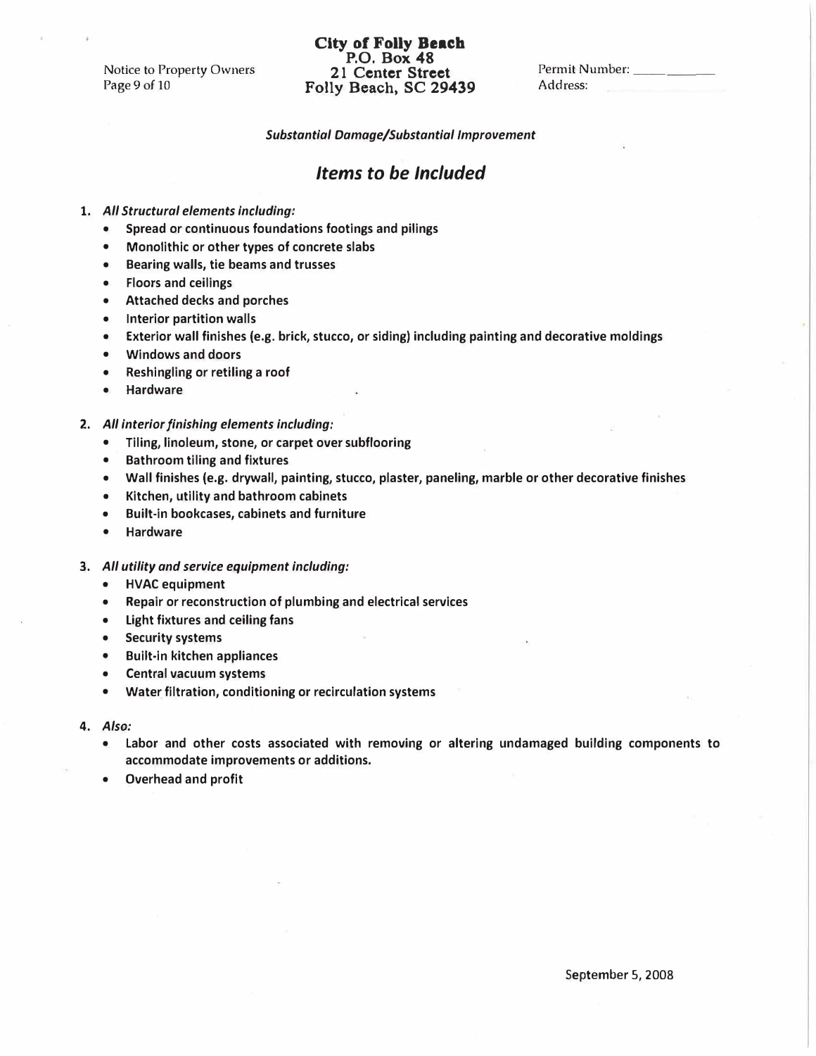City of Folly Beach
P.O. Box 48
21 Center Street
Folly Beach, SC 29439

Notice to Property Owners

Permit Number: ______
Address:

***Substantial Damage/Substantial Improvement***

## *Items to be Included*

1. ***All Structural elements including:***
   - **Spread or continuous foundations footings and pilings**
   - **Monolithic or other types of concrete slabs**
   - **Bearing walls, tie beams and trusses**
   - **Floors and ceilings**
   - **Attached decks and porches**
   - **Interior partition walls**
   - **Exterior wall finishes (e.g. brick, stucco, or siding) including painting and decorative moldings**
   - **Windows and doors**
   - **Reshingling or retiling a roof**
   - **Hardware**

2. ***All interior finishing elements including:***
   - **Tiling, linoleum, stone, or carpet over subflooring**
   - **Bathroom tiling and fixtures**
   - **Wall finishes (e.g. drywall, painting, stucco, plaster, paneling, marble or other decorative finishes**
   - **Kitchen, utility and bathroom cabinets**
   - **Built-in bookcases, cabinets and furniture**
   - **Hardware**

3. ***All utility and service equipment including:***
   - **HVAC equipment**
   - **Repair or reconstruction of plumbing and electrical services**
   - **Light fixtures and ceiling fans**
   - **Security systems**
   - **Built-in kitchen appliances**
   - **Central vacuum systems**
   - **Water filtration, conditioning or recirculation systems**

4. ***Also:***
   - **Labor and other costs associated with removing or altering undamaged building components to accommodate improvements or additions.**
   - **Overhead and profit**

September 5, 2008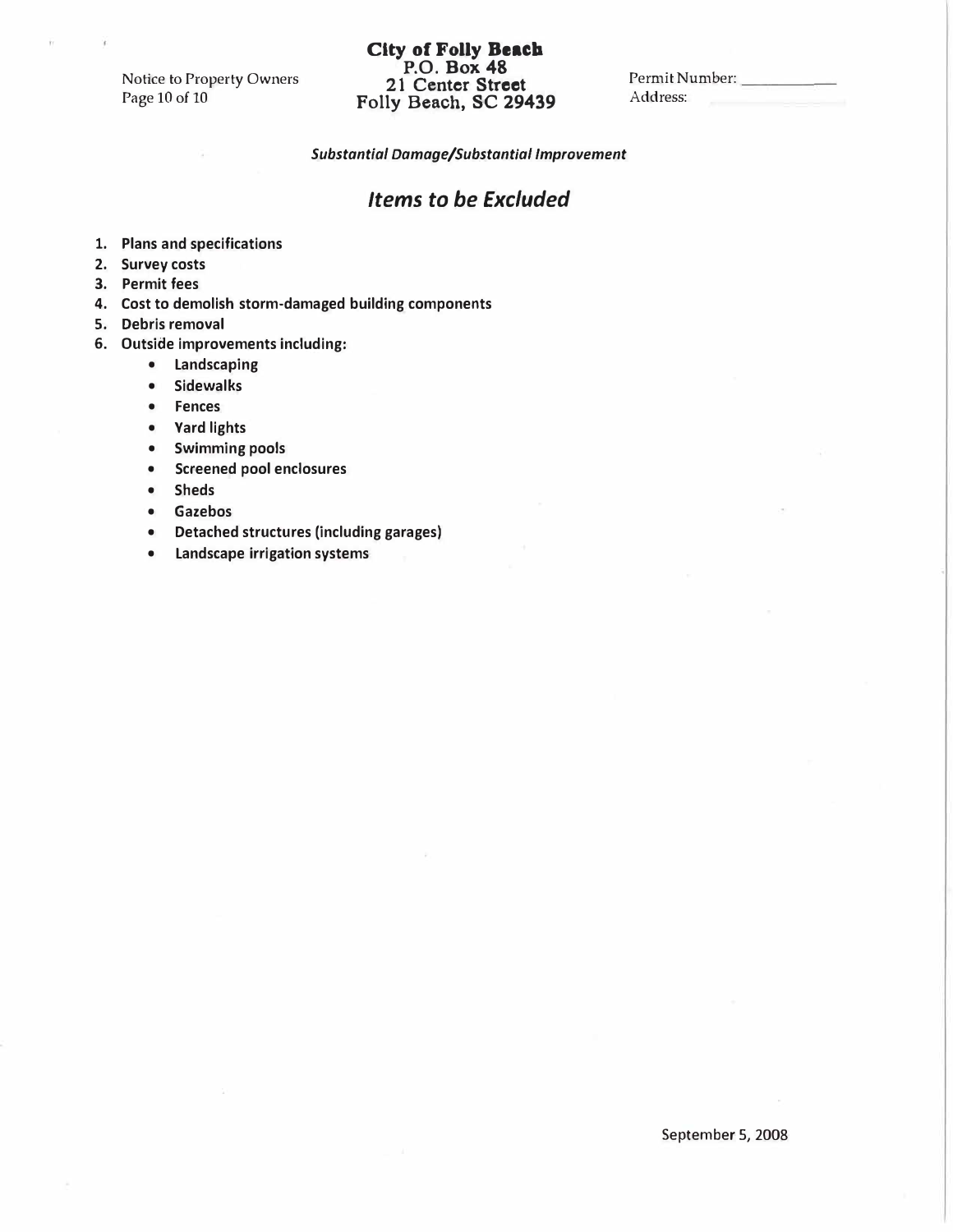Notice to Property Owners

**City of Folly Beach**
**P.O. Box 48**
**21 Center Street**
**Folly Beach, SC 29439**

Permit Number: \_\_\_\_\_\_\_\_\_\_
Address:

***Substantial Damage/Substantial Improvement***

## *Items to be Excluded*

1. **Plans and specifications**
2. **Survey costs**
3. **Permit fees**
4. **Cost to demolish storm-damaged building components**
5. **Debris removal**
6. **Outside improvements including:**
   - **Landscaping**
   - **Sidewalks**
   - **Fences**
   - **Yard lights**
   - **Swimming pools**
   - **Screened pool enclosures**
   - **Sheds**
   - **Gazebos**
   - **Detached structures (including garages)**
   - **Landscape irrigation systems**

September 5, 2008